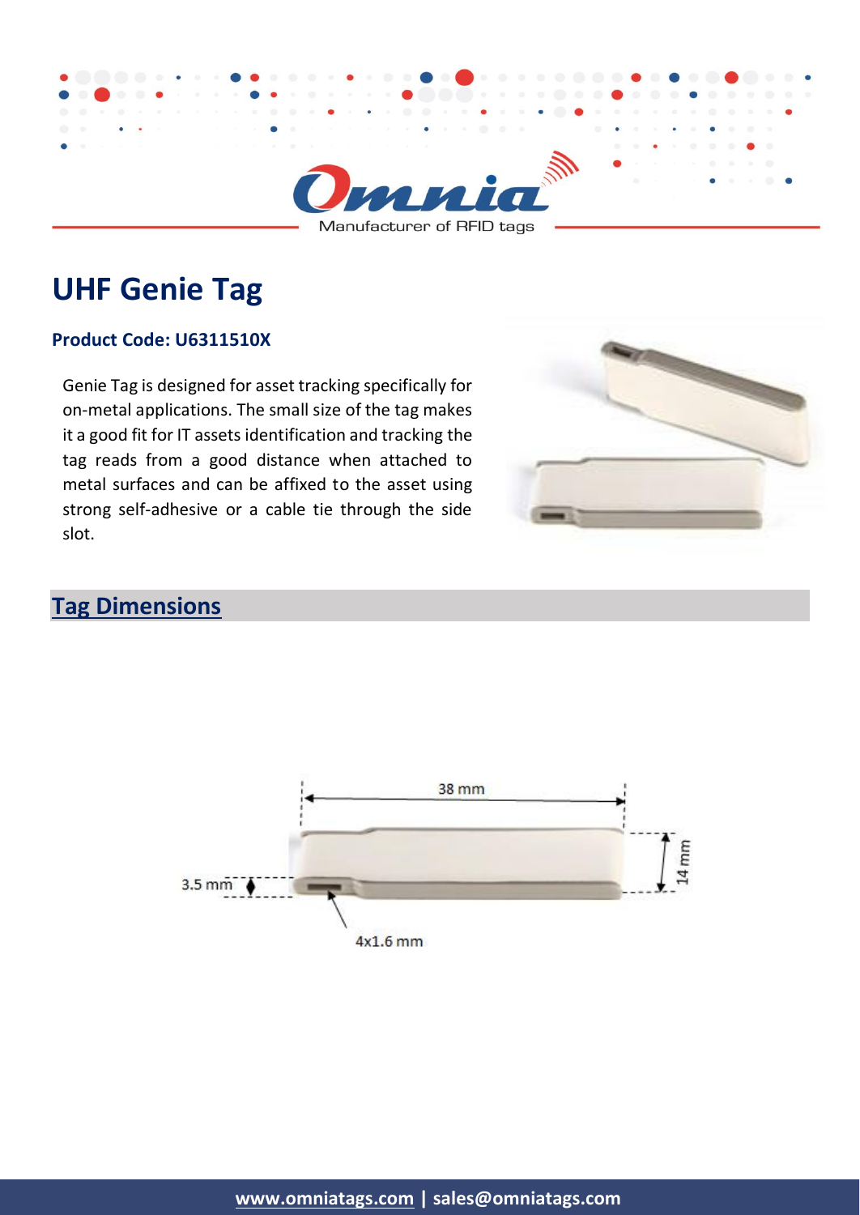# UHF Genie Tag

**Product Code: U6311510X**

Genie Tag is designed for asset tracking specifically for on-metal applications. The small size of the tag makes it a good fit for IT assets identification and tracking the tag reads from a good distance when attached to metal surfaces and can be affixed to the asset using strong self-adhesive or a cable tie through the side slot.

## Tag Dimensions

38 mm

14 mm

3.5 mm

4x1.6 mm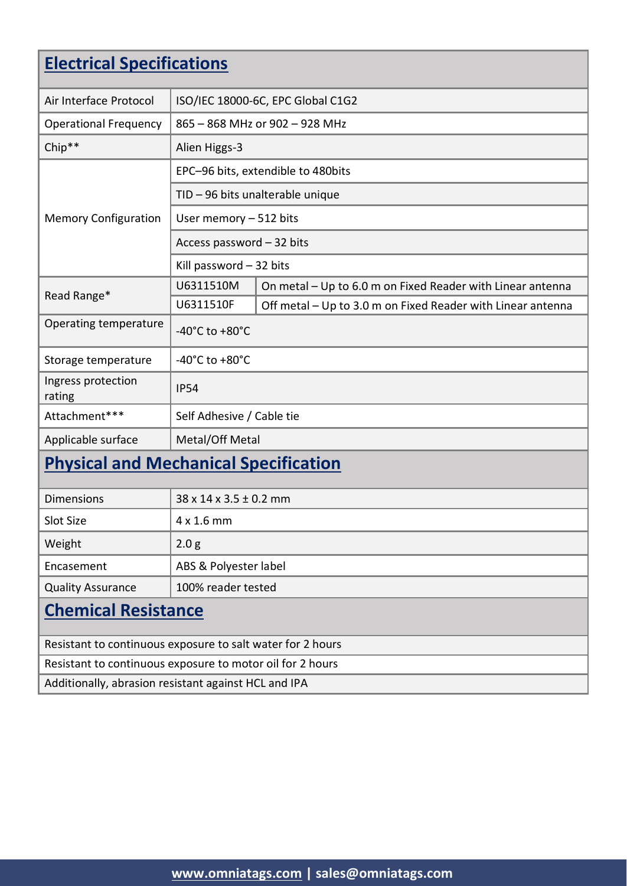## Electrical Specifications

| | | |
|---|---|---|
| Air Interface Protocol | ISO/IEC 18000-6C, EPC Global C1G2 | |
| Operational Frequency | 865 – 868 MHz or 902 – 928 MHz | |
| Chip** | Alien Higgs-3 | |
| Memory Configuration | EPC–96 bits, extendible to 480bits | |
| | TID – 96 bits unalterable unique | |
| | User memory – 512 bits | |
| | Access password – 32 bits | |
| | Kill password – 32 bits | |
| Read Range* | U6311510M | On metal – Up to 6.0 m on Fixed Reader with Linear antenna |
| | U6311510F | Off metal – Up to 3.0 m on Fixed Reader with Linear antenna |
| Operating temperature | -40°C to +80°C | |
| Storage temperature | -40°C to +80°C | |
| Ingress protection rating | IP54 | |
| Attachment*** | Self Adhesive / Cable tie | |
| Applicable surface | Metal/Off Metal | |

## Physical and Mechanical Specification

| | |
|---|---|
| Dimensions | 38 x 14 x 3.5 ± 0.2 mm |
| Slot Size | 4 x 1.6 mm |
| Weight | 2.0 g |
| Encasement | ABS & Polyester label |
| Quality Assurance | 100% reader tested |

## Chemical Resistance

Resistant to continuous exposure to salt water for 2 hours

Resistant to continuous exposure to motor oil for 2 hours

Additionally, abrasion resistant against HCL and IPA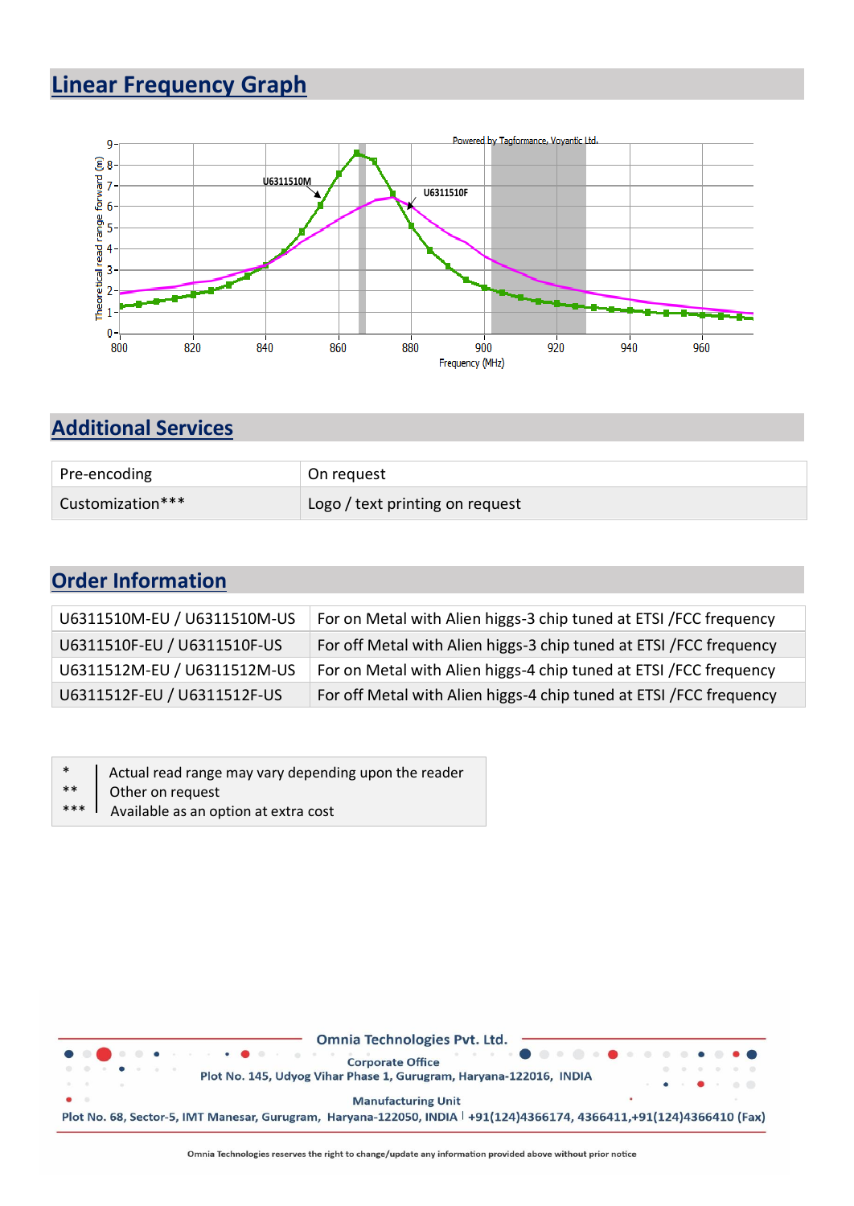## Linear Frequency Graph

Powered by Tagformance, Voyantic Ltd.

Theoretical read range forward (m)

9
8
7
6
5
4
3
2
1
0

U6311510M

U6311510F

800 820 840 860 880 900 920 940 960

Frequency (MHz)

## Additional Services

| | |
|---|---|
| Pre-encoding | On request |
| Customization*** | Logo / text printing on request |

## Order Information

| | |
|---|---|
| U6311510M-EU / U6311510M-US | For on Metal with Alien higgs-3 chip tuned at ETSI /FCC frequency |
| U6311510F-EU / U6311510F-US | For off Metal with Alien higgs-3 chip tuned at ETSI /FCC frequency |
| U6311512M-EU / U6311512M-US | For on Metal with Alien higgs-4 chip tuned at ETSI /FCC frequency |
| U6311512F-EU / U6311512F-US | For off Metal with Alien higgs-4 chip tuned at ETSI /FCC frequency |

| | |
|---|---|
| * | Actual read range may vary depending upon the reader |
| ** | Other on request |
| *** | Available as an option at extra cost |

**Omnia Technologies Pvt. Ltd.**

**Corporate Office**
**Plot No. 145, Udyog Vihar Phase 1, Gurugram, Haryana-122016, INDIA**

**Manufacturing Unit**
**Plot No. 68, Sector-5, IMT Manesar, Gurugram, Haryana-122050, INDIA | +91(124)4366174, 4366411,+91(124)4366410 (Fax)**

Omnia Technologies reserves the right to change/update any information provided above without prior notice